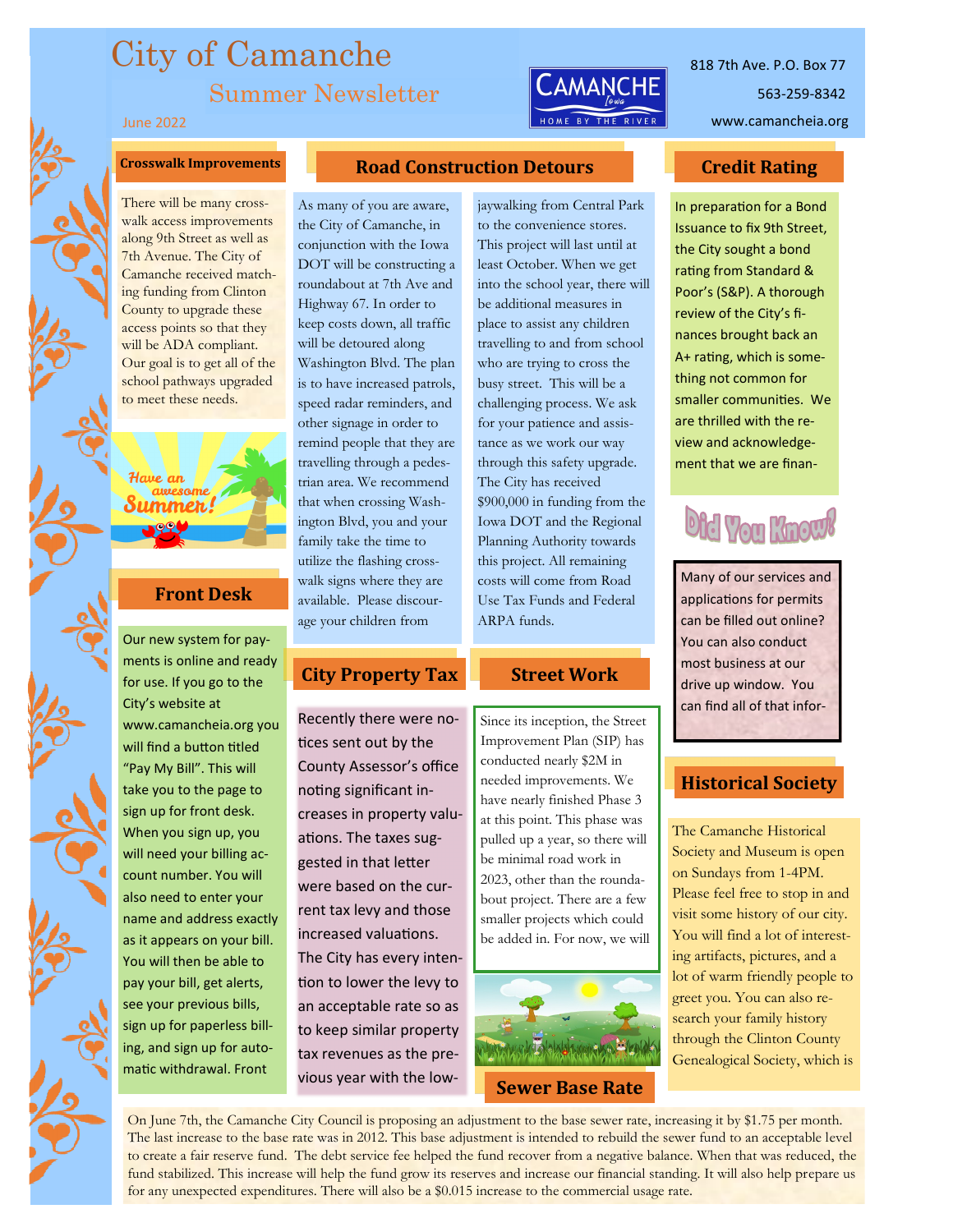# City of Camanche

## Summer Newsletter

June 2022

818 7th Ave. P.O. Box 77

563-259-8342

www.camancheia.org

### Crosswalk Improvements

There will be many crosswalk access improvements along 9th Street as well as 7th Avenue. The City of Camanche received matching funding from Clinton County to upgrade these access points so that they will be ADA compliant. Our goal is to get all of the school pathways upgraded to meet these needs.

Have an awesome Summer!

### Road Construction Detours

As many of you are aware, the City of Camanche, in conjunction with the Iowa DOT will be constructing a roundabout at 7th Ave and Highway 67. In order to keep costs down, all traffic will be detoured along Washington Blvd. The plan is to have increased patrols, speed radar reminders, and other signage in order to remind people that they are travelling through a pedestrian area. We recommend that when crossing Washington Blvd, you and your family take the time to utilize the flashing crosswalk signs where they are available. Please discourage your children from jaywalking from Central Park to the convenience stores. This project will last until at least October. When we get into the school year, there will be additional measures in place to assist any children travelling to and from school who are trying to cross the busy street. This will be a challenging process. We ask for your patience and assistance as we work our way through this safety upgrade. The City has received $900,000 in funding from the Iowa DOT and the Regional Planning Authority towards this project. All remaining costs will come from Road Use Tax Funds and Federal ARPA funds.

### Credit Rating

In preparation for a Bond Issuance to fix 9th Street, the City sought a bond rating from Standard & Poor's (S&P). A thorough review of the City's finances brought back an A+ rating, which is something not common for smaller communities. We are thrilled with the review and acknowledgement that we are finan-

### Did You Know?

Many of our services and applications for permits can be filled out online? You can also conduct most business at our drive up window. You can find all of that infor-

### Front Desk

Our new system for payments is online and ready for use. If you go to the City's website at www.camancheia.org you will find a button titled "Pay My Bill". This will take you to the page to sign up for front desk. When you sign up, you will need your billing account number. You will also need to enter your name and address exactly as it appears on your bill. You will then be able to pay your bill, get alerts, see your previous bills, sign up for paperless billing, and sign up for automatic withdrawal. Front

### City Property Tax

Recently there were notices sent out by the County Assessor's office noting significant increases in property valuations. The taxes suggested in that letter were based on the current tax levy and those increased valuations. The City has every intention to lower the levy to an acceptable rate so as to keep similar property tax revenues as the previous year with the low-

### Street Work

Since its inception, the Street Improvement Plan (SIP) has conducted nearly $2M in needed improvements. We have nearly finished Phase 3 at this point. This phase was pulled up a year, so there will be minimal road work in 2023, other than the roundabout project. There are a few smaller projects which could be added in. For now, we will

### Historical Society

The Camanche Historical Society and Museum is open on Sundays from 1-4PM. Please feel free to stop in and visit some history of our city. You will find a lot of interesting artifacts, pictures, and a lot of warm friendly people to greet you. You can also research your family history through the Clinton County Genealogical Society, which is

### Sewer Base Rate

On June 7th, the Camanche City Council is proposing an adjustment to the base sewer rate, increasing it by $1.75 per month. The last increase to the base rate was in 2012. This base adjustment is intended to rebuild the sewer fund to an acceptable level to create a fair reserve fund. The debt service fee helped the fund recover from a negative balance. When that was reduced, the fund stabilized. This increase will help the fund grow its reserves and increase our financial standing. It will also help prepare us for any unexpected expenditures. There will also be a $0.015 increase to the commercial usage rate.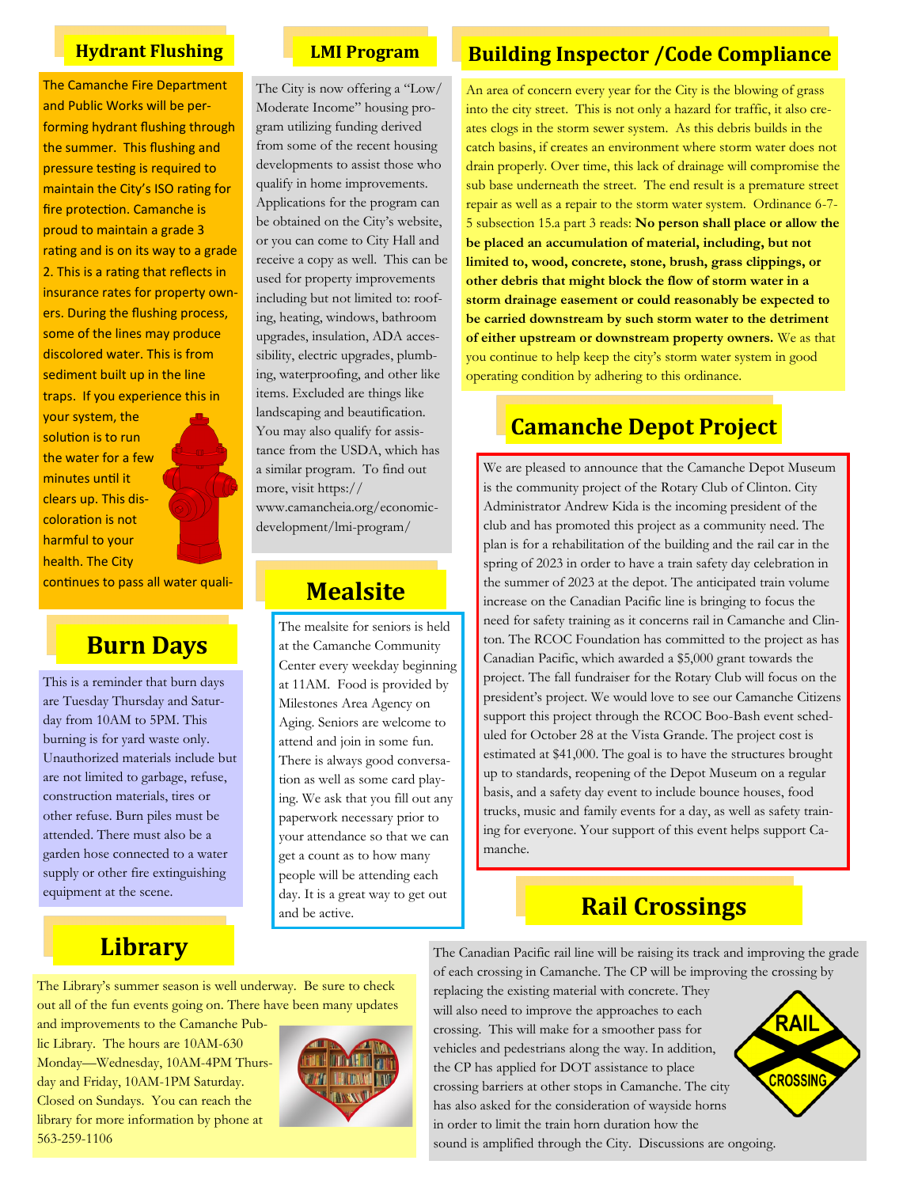## Hydrant Flushing

The Camanche Fire Department and Public Works will be performing hydrant flushing through the summer. This flushing and pressure testing is required to maintain the City's ISO rating for fire protection. Camanche is proud to maintain a grade 3 rating and is on its way to a grade 2. This is a rating that reflects in insurance rates for property owners. During the flushing process, some of the lines may produce discolored water. This is from sediment built up in the line traps. If you experience this in your system, the solution is to run the water for a few minutes until it clears up. This discoloration is not harmful to your health. The City continues to pass all water quali-

## Burn Days

This is a reminder that burn days are Tuesday Thursday and Saturday from 10AM to 5PM. This burning is for yard waste only. Unauthorized materials include but are not limited to garbage, refuse, construction materials, tires or other refuse. Burn piles must be attended. There must also be a garden hose connected to a water supply or other fire extinguishing equipment at the scene.

## LMI Program

The City is now offering a "Low/Moderate Income" housing program utilizing funding derived from some of the recent housing developments to assist those who qualify in home improvements. Applications for the program can be obtained on the City's website, or you can come to City Hall and receive a copy as well. This can be used for property improvements including but not limited to: roofing, heating, windows, bathroom upgrades, insulation, ADA accessibility, electric upgrades, plumbing, waterproofing, and other like items. Excluded are things like landscaping and beautification. You may also qualify for assistance from the USDA, which has a similar program. To find out more, visit https://www.camancheia.org/economic-development/lmi-program/

## Mealsite

The mealsite for seniors is held at the Camanche Community Center every weekday beginning at 11AM. Food is provided by Milestones Area Agency on Aging. Seniors are welcome to attend and join in some fun. There is always good conversation as well as some card playing. We ask that you fill out any paperwork necessary prior to your attendance so that we can get a count as to how many people will be attending each day. It is a great way to get out and be active.

## Building Inspector /Code Compliance

An area of concern every year for the City is the blowing of grass into the city street. This is not only a hazard for traffic, it also creates clogs in the storm sewer system. As this debris builds in the catch basins, if creates an environment where storm water does not drain properly. Over time, this lack of drainage will compromise the sub base underneath the street. The end result is a premature street repair as well as a repair to the storm water system. Ordinance 6-7-5 subsection 15.a part 3 reads: **No person shall place or allow the be placed an accumulation of material, including, but not limited to, wood, concrete, stone, brush, grass clippings, or other debris that might block the flow of storm water in a storm drainage easement or could reasonably be expected to be carried downstream by such storm water to the detriment of either upstream or downstream property owners.** We as that you continue to help keep the city's storm water system in good operating condition by adhering to this ordinance.

## Camanche Depot Project

We are pleased to announce that the Camanche Depot Museum is the community project of the Rotary Club of Clinton. City Administrator Andrew Kida is the incoming president of the club and has promoted this project as a community need. The plan is for a rehabilitation of the building and the rail car in the spring of 2023 in order to have a train safety day celebration in the summer of 2023 at the depot. The anticipated train volume increase on the Canadian Pacific line is bringing to focus the need for safety training as it concerns rail in Camanche and Clinton. The RCOC Foundation has committed to the project as has Canadian Pacific, which awarded a $5,000 grant towards the project. The fall fundraiser for the Rotary Club will focus on the president's project. We would love to see our Camanche Citizens support this project through the RCOC Boo-Bash event scheduled for October 28 at the Vista Grande. The project cost is estimated at $41,000. The goal is to have the structures brought up to standards, reopening of the Depot Museum on a regular basis, and a safety day event to include bounce houses, food trucks, music and family events for a day, as well as safety training for everyone. Your support of this event helps support Camanche.

## Library

The Library's summer season is well underway. Be sure to check out all of the fun events going on. There have been many updates and improvements to the Camanche Public Library. The hours are 10AM-630 Monday—Wednesday, 10AM-4PM Thursday and Friday, 10AM-1PM Saturday. Closed on Sundays. You can reach the library for more information by phone at 563-259-1106

## Rail Crossings

The Canadian Pacific rail line will be raising its track and improving the grade of each crossing in Camanche. The CP will be improving the crossing by replacing the existing material with concrete. They will also need to improve the approaches to each crossing. This will make for a smoother pass for vehicles and pedestrians along the way. In addition, the CP has applied for DOT assistance to place crossing barriers at other stops in Camanche. The city has also asked for the consideration of wayside horns in order to limit the train horn duration how the sound is amplified through the City. Discussions are ongoing.